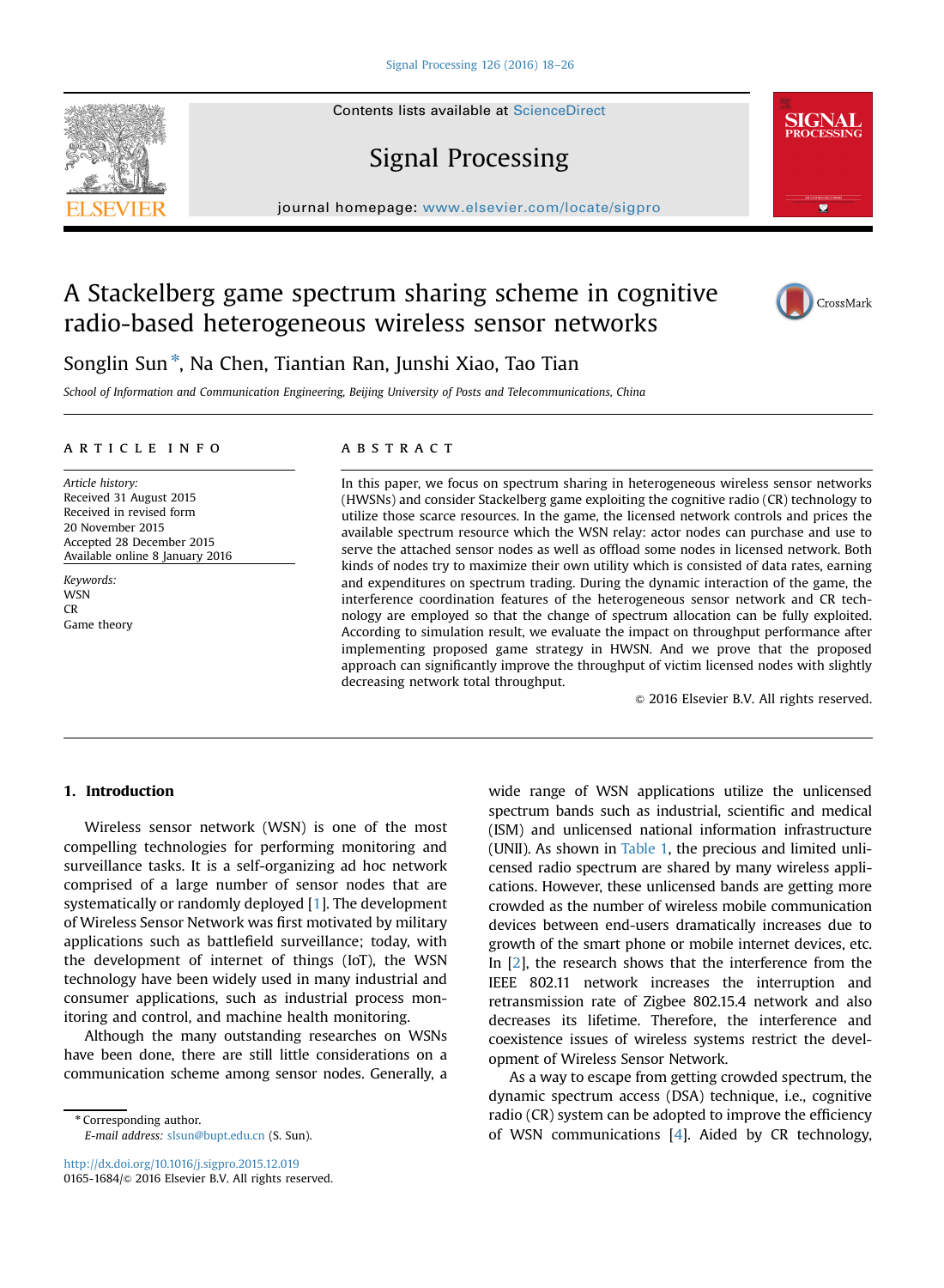# A Stackelberg game spectrum sharing scheme in cognitive radio-based heterogeneous wireless sensor networks

Songlin Sun*, Na Chen, Tiantian Ran, Junshi Xiao, Tao Tian

*School of Information and Communication Engineering, Beijing University of Posts and Telecommunications, China*

## ARTICLE INFO

*Article history:*
Received 31 August 2015
Received in revised form 20 November 2015
Accepted 28 December 2015
Available online 8 January 2016

*Keywords:*
WSN
CR
Game theory

## ABSTRACT

In this paper, we focus on spectrum sharing in heterogeneous wireless sensor networks (HWSNs) and consider Stackelberg game exploiting the cognitive radio (CR) technology to utilize those scarce resources. In the game, the licensed network controls and prices the available spectrum resource which the WSN relay: actor nodes can purchase and use to serve the attached sensor nodes as well as offload some nodes in licensed network. Both kinds of nodes try to maximize their own utility which is consisted of data rates, earning and expenditures on spectrum trading. During the dynamic interaction of the game, the interference coordination features of the heterogeneous sensor network and CR technology are employed so that the change of spectrum allocation can be fully exploited. According to simulation result, we evaluate the impact on throughput performance after implementing proposed game strategy in HWSN. And we prove that the proposed approach can significantly improve the throughput of victim licensed nodes with slightly decreasing network total throughput.

© 2016 Elsevier B.V. All rights reserved.

## 1. Introduction

Wireless sensor network (WSN) is one of the most compelling technologies for performing monitoring and surveillance tasks. It is a self-organizing ad hoc network comprised of a large number of sensor nodes that are systematically or randomly deployed [1]. The development of Wireless Sensor Network was first motivated by military applications such as battlefield surveillance; today, with the development of internet of things (IoT), the WSN technology have been widely used in many industrial and consumer applications, such as industrial process monitoring and control, and machine health monitoring.

Although the many outstanding researches on WSNs have been done, there are still little considerations on a communication scheme among sensor nodes. Generally, a wide range of WSN applications utilize the unlicensed spectrum bands such as industrial, scientific and medical (ISM) and unlicensed national information infrastructure (UNII). As shown in Table 1, the precious and limited unlicensed radio spectrum are shared by many wireless applications. However, these unlicensed bands are getting more crowded as the number of wireless mobile communication devices between end-users dramatically increases due to growth of the smart phone or mobile internet devices, etc. In [2], the research shows that the interference from the IEEE 802.11 network increases the interruption and retransmission rate of Zigbee 802.15.4 network and also decreases its lifetime. Therefore, the interference and coexistence issues of wireless systems restrict the development of Wireless Sensor Network.

As a way to escape from getting crowded spectrum, the dynamic spectrum access (DSA) technique, i.e., cognitive radio (CR) system can be adopted to improve the efficiency of WSN communications [4]. Aided by CR technology,

* Corresponding author.
*E-mail address:* slsun@bupt.edu.cn (S. Sun).

http://dx.doi.org/10.1016/j.sigpro.2015.12.019
0165-1684/© 2016 Elsevier B.V. All rights reserved.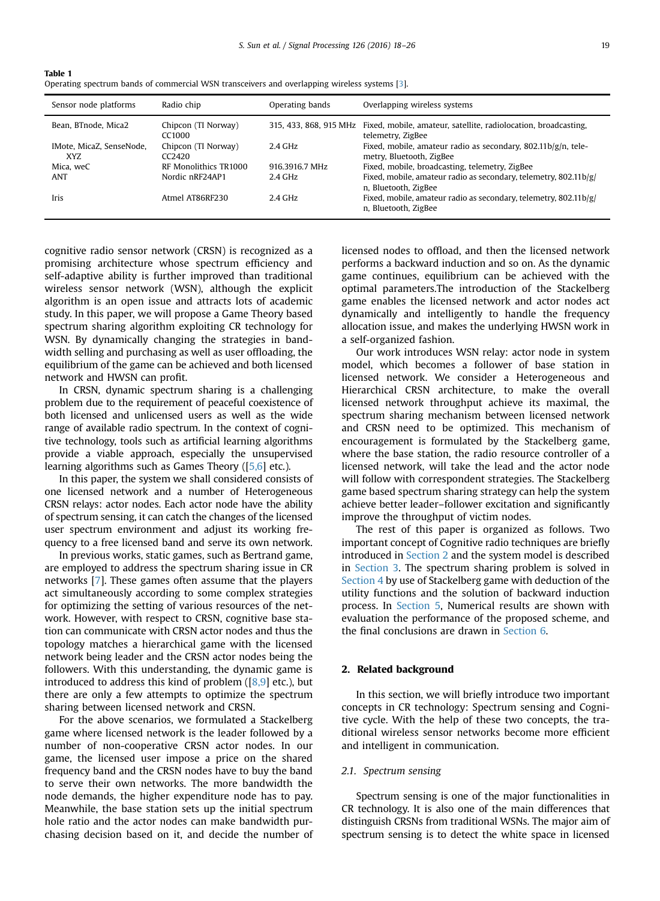**Table 1**
Operating spectrum bands of commercial WSN transceivers and overlapping wireless systems [3].

| Sensor node platforms | Radio chip | Operating bands | Overlapping wireless systems |
| --- | --- | --- | --- |
| Bean, BTnode, Mica2 | Chipcon (TI Norway) CC1000 | 315, 433, 868, 915 MHz | Fixed, mobile, amateur, satellite, radiolocation, broadcasting, telemetry, ZigBee |
| IMote, MicaZ, SenseNode, XYZ | Chipcon (TI Norway) CC2420 | 2.4 GHz | Fixed, mobile, amateur radio as secondary, 802.11b/g/n, telemetry, Bluetooth, ZigBee |
| Mica, weC | RF Monolithics TR1000 | 916.3916.7 MHz | Fixed, mobile, broadcasting, telemetry, ZigBee |
| ANT | Nordic nRF24AP1 | 2.4 GHz | Fixed, mobile, amateur radio as secondary, telemetry, 802.11b/g/n, Bluetooth, ZigBee |
| Iris | Atmel AT86RF230 | 2.4 GHz | Fixed, mobile, amateur radio as secondary, telemetry, 802.11b/g/n, Bluetooth, ZigBee |

cognitive radio sensor network (CRSN) is recognized as a promising architecture whose spectrum efficiency and self-adaptive ability is further improved than traditional wireless sensor network (WSN), although the explicit algorithm is an open issue and attracts lots of academic study. In this paper, we will propose a Game Theory based spectrum sharing algorithm exploiting CR technology for WSN. By dynamically changing the strategies in bandwidth selling and purchasing as well as user offloading, the equilibrium of the game can be achieved and both licensed network and HWSN can profit.

In CRSN, dynamic spectrum sharing is a challenging problem due to the requirement of peaceful coexistence of both licensed and unlicensed users as well as the wide range of available radio spectrum. In the context of cognitive technology, tools such as artificial learning algorithms provide a viable approach, especially the unsupervised learning algorithms such as Games Theory ([5,6] etc.).

In this paper, the system we shall considered consists of one licensed network and a number of Heterogeneous CRSN relays: actor nodes. Each actor node have the ability of spectrum sensing, it can catch the changes of the licensed user spectrum environment and adjust its working frequency to a free licensed band and serve its own network.

In previous works, static games, such as Bertrand game, are employed to address the spectrum sharing issue in CR networks [7]. These games often assume that the players act simultaneously according to some complex strategies for optimizing the setting of various resources of the network. However, with respect to CRSN, cognitive base station can communicate with CRSN actor nodes and thus the topology matches a hierarchical game with the licensed network being leader and the CRSN actor nodes being the followers. With this understanding, the dynamic game is introduced to address this kind of problem ([8,9] etc.), but there are only a few attempts to optimize the spectrum sharing between licensed network and CRSN.

For the above scenarios, we formulated a Stackelberg game where licensed network is the leader followed by a number of non-cooperative CRSN actor nodes. In our game, the licensed user impose a price on the shared frequency band and the CRSN nodes have to buy the band to serve their own networks. The more bandwidth the node demands, the higher expenditure node has to pay. Meanwhile, the base station sets up the initial spectrum hole ratio and the actor nodes can make bandwidth purchasing decision based on it, and decide the number of licensed nodes to offload, and then the licensed network performs a backward induction and so on. As the dynamic game continues, equilibrium can be achieved with the optimal parameters.The introduction of the Stackelberg game enables the licensed network and actor nodes act dynamically and intelligently to handle the frequency allocation issue, and makes the underlying HWSN work in a self-organized fashion.

Our work introduces WSN relay: actor node in system model, which becomes a follower of base station in licensed network. We consider a Heterogeneous and Hierarchical CRSN architecture, to make the overall licensed network throughput achieve its maximal, the spectrum sharing mechanism between licensed network and CRSN need to be optimized. This mechanism of encouragement is formulated by the Stackelberg game, where the base station, the radio resource controller of a licensed network, will take the lead and the actor node will follow with correspondent strategies. The Stackelberg game based spectrum sharing strategy can help the system achieve better leader–follower excitation and significantly improve the throughput of victim nodes.

The rest of this paper is organized as follows. Two important concept of Cognitive radio techniques are briefly introduced in Section 2 and the system model is described in Section 3. The spectrum sharing problem is solved in Section 4 by use of Stackelberg game with deduction of the utility functions and the solution of backward induction process. In Section 5, Numerical results are shown with evaluation the performance of the proposed scheme, and the final conclusions are drawn in Section 6.

## 2. Related background

In this section, we will briefly introduce two important concepts in CR technology: Spectrum sensing and Cognitive cycle. With the help of these two concepts, the traditional wireless sensor networks become more efficient and intelligent in communication.

### 2.1. Spectrum sensing

Spectrum sensing is one of the major functionalities in CR technology. It is also one of the main differences that distinguish CRSNs from traditional WSNs. The major aim of spectrum sensing is to detect the white space in licensed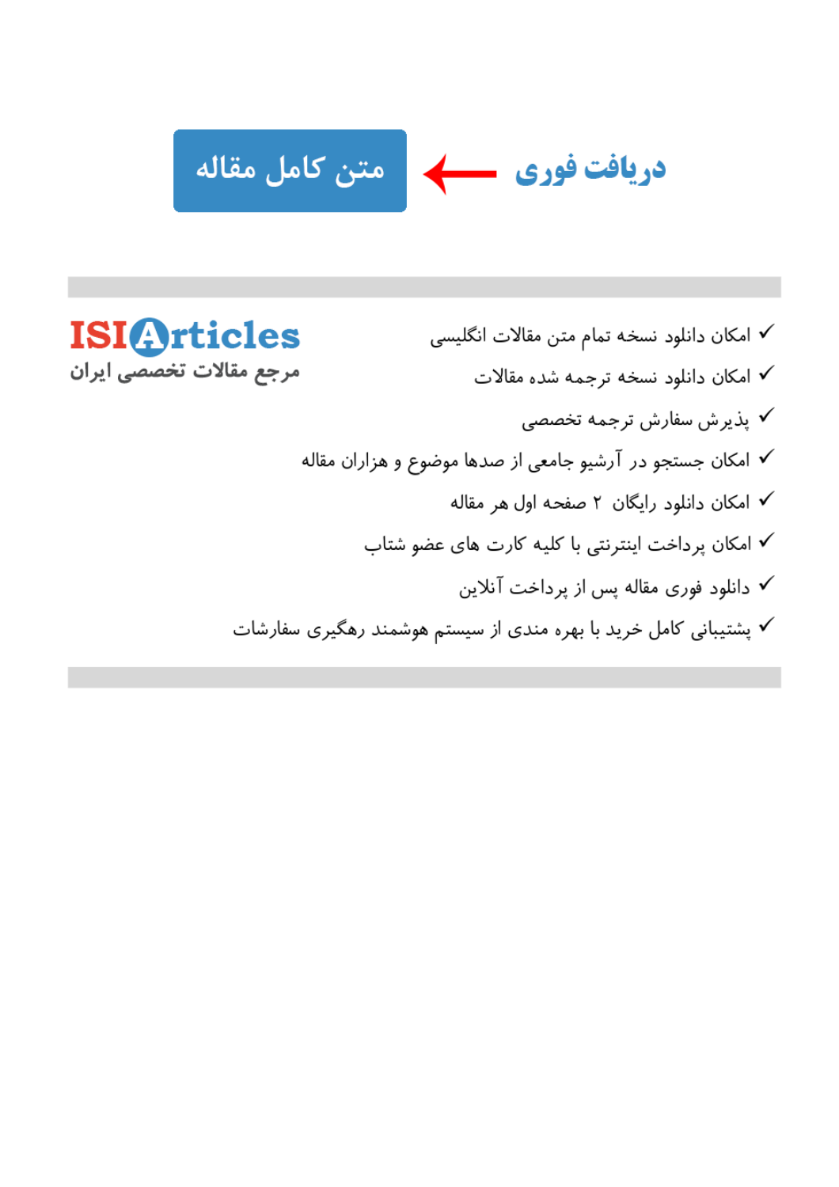دریافت فوری ← متن کامل مقاله

**ISIArticles**
مرجع مقالات تخصصی ایران

- ✓ امکان دانلود نسخه تمام متن مقالات انگلیسی
- ✓ امکان دانلود نسخه ترجمه شده مقالات
- ✓ پذیرش سفارش ترجمه تخصصی
- ✓ امکان جستجو در آرشیو جامعی از صدها موضوع و هزاران مقاله
- ✓ امکان دانلود رایگان ۲ صفحه اول هر مقاله
- ✓ امکان پرداخت اینترنتی با کلیه کارت های عضو شتاب
- ✓ دانلود فوری مقاله پس از پرداخت آنلاین
- ✓ پشتیبانی کامل خرید با بهره مندی از سیستم هوشمند رهگیری سفارشات